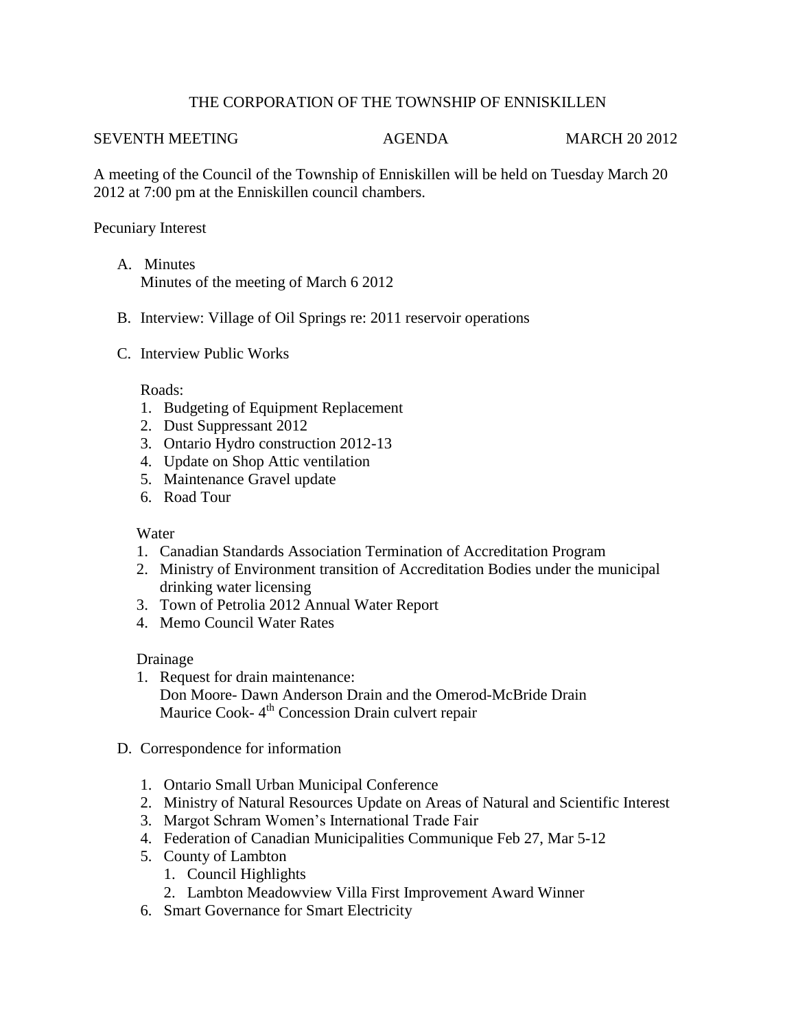# THE CORPORATION OF THE TOWNSHIP OF ENNISKILLEN

SEVENTH MEETING AGENDA MARCH 20 2012

A meeting of the Council of the Township of Enniskillen will be held on Tuesday March 20 2012 at 7:00 pm at the Enniskillen council chambers.

Pecuniary Interest

A. Minutes
   Minutes of the meeting of March 6 2012

B. Interview: Village of Oil Springs re: 2011 reservoir operations

C. Interview Public Works

   Roads:
   1. Budgeting of Equipment Replacement
   2. Dust Suppressant 2012
   3. Ontario Hydro construction 2012-13
   4. Update on Shop Attic ventilation
   5. Maintenance Gravel update
   6. Road Tour

   Water
   1. Canadian Standards Association Termination of Accreditation Program
   2. Ministry of Environment transition of Accreditation Bodies under the municipal drinking water licensing
   3. Town of Petrolia 2012 Annual Water Report
   4. Memo Council Water Rates

   Drainage
   1. Request for drain maintenance:
      Don Moore- Dawn Anderson Drain and the Omerod-McBride Drain
      Maurice Cook- 4th Concession Drain culvert repair

D. Correspondence for information

   1. Ontario Small Urban Municipal Conference
   2. Ministry of Natural Resources Update on Areas of Natural and Scientific Interest
   3. Margot Schram Women's International Trade Fair
   4. Federation of Canadian Municipalities Communique Feb 27, Mar 5-12
   5. County of Lambton
      1. Council Highlights
      2. Lambton Meadowview Villa First Improvement Award Winner
   6. Smart Governance for Smart Electricity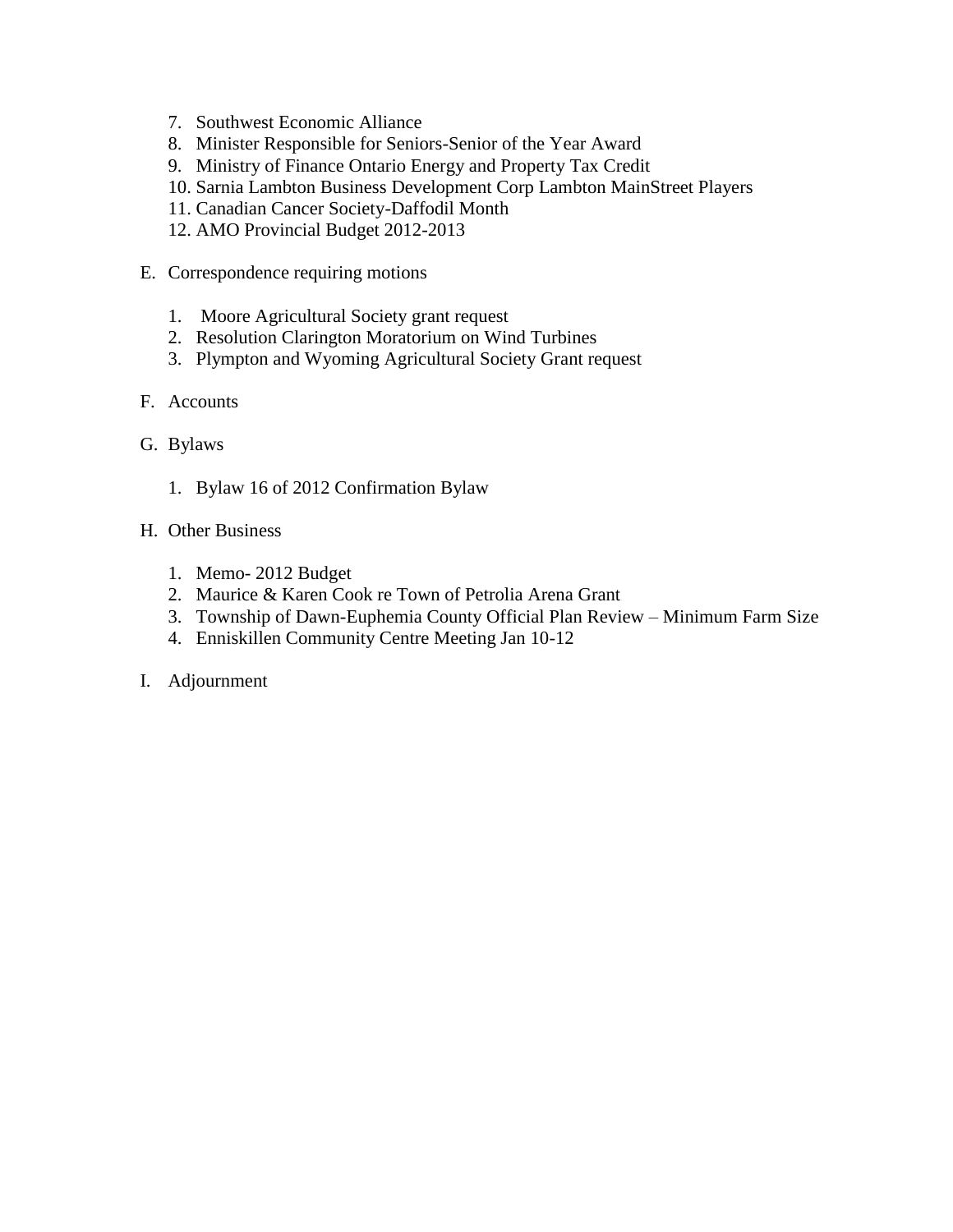7. Southwest Economic Alliance
8. Minister Responsible for Seniors-Senior of the Year Award
9. Ministry of Finance Ontario Energy and Property Tax Credit
10. Sarnia Lambton Business Development Corp Lambton MainStreet Players
11. Canadian Cancer Society-Daffodil Month
12. AMO Provincial Budget 2012-2013

E. Correspondence requiring motions

   1. Moore Agricultural Society grant request
   2. Resolution Clarington Moratorium on Wind Turbines
   3. Plympton and Wyoming Agricultural Society Grant request

F. Accounts

G. Bylaws

   1. Bylaw 16 of 2012 Confirmation Bylaw

H. Other Business

   1. Memo- 2012 Budget
   2. Maurice & Karen Cook re Town of Petrolia Arena Grant
   3. Township of Dawn-Euphemia County Official Plan Review – Minimum Farm Size
   4. Enniskillen Community Centre Meeting Jan 10-12

I. Adjournment